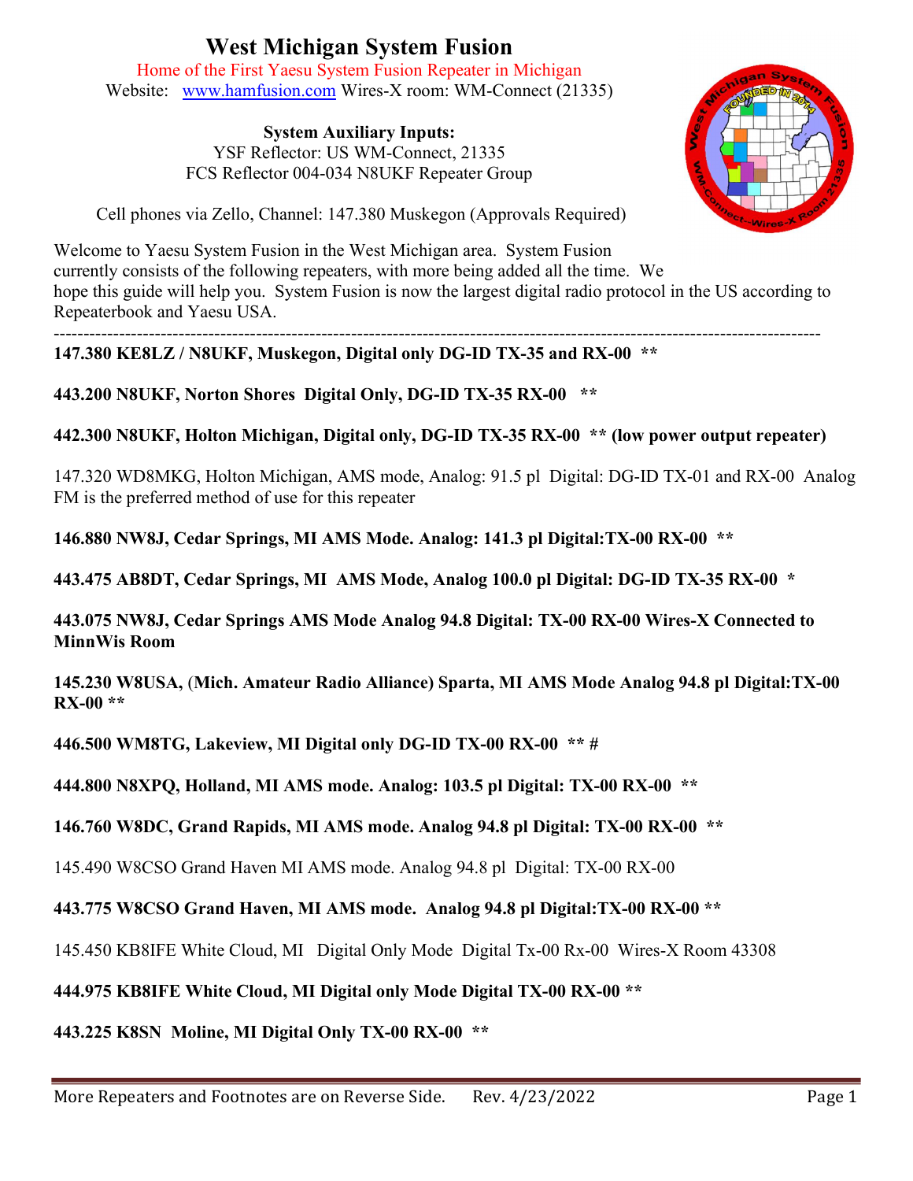# West Michigan System Fusion

Home of the First Yaesu System Fusion Repeater in Michigan

Website: www.hamfusion.com Wires-X room: WM-Connect (21335)

**System Auxiliary Inputs:**

YSF Reflector: US WM-Connect, 21335

FCS Reflector 004-034 N8UKF Repeater Group

Cell phones via Zello, Channel: 147.380 Muskegon (Approvals Required)

Welcome to Yaesu System Fusion in the West Michigan area. System Fusion currently consists of the following repeaters, with more being added all the time. We hope this guide will help you. System Fusion is now the largest digital radio protocol in the US according to Repeaterbook and Yaesu USA.

---

**147.380 KE8LZ / N8UKF, Muskegon, Digital only DG-ID TX-35 and RX-00 \*\***

**443.200 N8UKF, Norton Shores Digital Only, DG-ID TX-35 RX-00 \*\***

**442.300 N8UKF, Holton Michigan, Digital only, DG-ID TX-35 RX-00 \*\* (low power output repeater)**

147.320 WD8MKG, Holton Michigan, AMS mode, Analog: 91.5 pl Digital: DG-ID TX-01 and RX-00 Analog FM is the preferred method of use for this repeater

**146.880 NW8J, Cedar Springs, MI AMS Mode. Analog: 141.3 pl Digital:TX-00 RX-00 \*\***

**443.475 AB8DT, Cedar Springs, MI AMS Mode, Analog 100.0 pl Digital: DG-ID TX-35 RX-00 \***

**443.075 NW8J, Cedar Springs AMS Mode Analog 94.8 Digital: TX-00 RX-00 Wires-X Connected to MinnWis Room**

**145.230 W8USA, (Mich. Amateur Radio Alliance) Sparta, MI AMS Mode Analog 94.8 pl Digital:TX-00 RX-00 \*\***

**446.500 WM8TG, Lakeview, MI Digital only DG-ID TX-00 RX-00 \*\* #**

**444.800 N8XPQ, Holland, MI AMS mode. Analog: 103.5 pl Digital: TX-00 RX-00 \*\***

**146.760 W8DC, Grand Rapids, MI AMS mode. Analog 94.8 pl Digital: TX-00 RX-00 \*\***

145.490 W8CSO Grand Haven MI AMS mode. Analog 94.8 pl Digital: TX-00 RX-00

**443.775 W8CSO Grand Haven, MI AMS mode. Analog 94.8 pl Digital:TX-00 RX-00 \*\***

145.450 KB8IFE White Cloud, MI Digital Only Mode Digital Tx-00 Rx-00 Wires-X Room 43308

**444.975 KB8IFE White Cloud, MI Digital only Mode Digital TX-00 RX-00 \*\***

**443.225 K8SN Moline, MI Digital Only TX-00 RX-00 \*\***

More Repeaters and Footnotes are on Reverse Side. Rev. 4/23/2022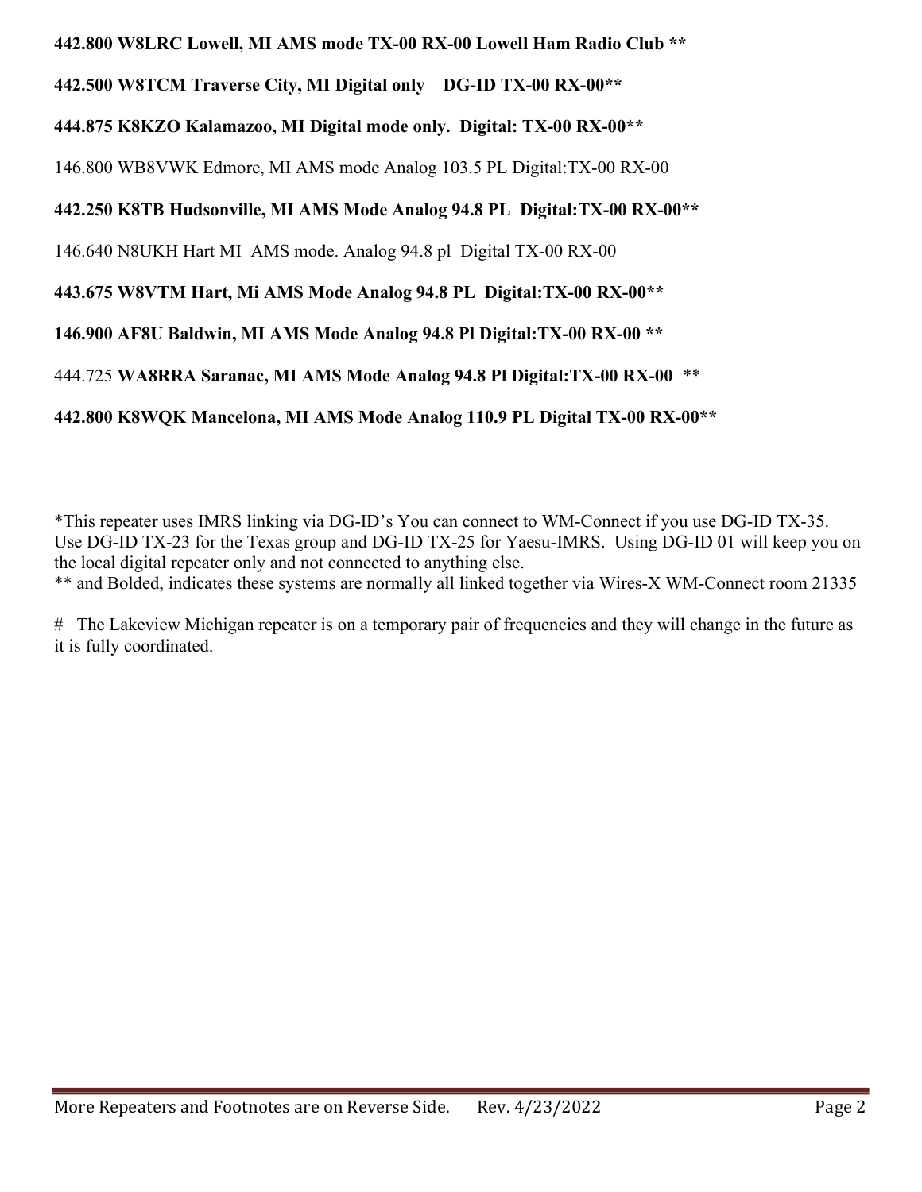**442.800 W8LRC Lowell, MI AMS mode TX-00 RX-00 Lowell Ham Radio Club ****

**442.500 W8TCM Traverse City, MI Digital only DG-ID TX-00 RX-00****

**444.875 K8KZO Kalamazoo, MI Digital mode only. Digital: TX-00 RX-00****

146.800 WB8VWK Edmore, MI AMS mode Analog 103.5 PL Digital:TX-00 RX-00

**442.250 K8TB Hudsonville, MI AMS Mode Analog 94.8 PL Digital:TX-00 RX-00****

146.640 N8UKH Hart MI AMS mode. Analog 94.8 pl Digital TX-00 RX-00

**443.675 W8VTM Hart, Mi AMS Mode Analog 94.8 PL Digital:TX-00 RX-00****

**146.900 AF8U Baldwin, MI AMS Mode Analog 94.8 Pl Digital:TX-00 RX-00 ****

444.725 **WA8RRA Saranac, MI AMS Mode Analog 94.8 Pl Digital:TX-00 RX-00** **

**442.800 K8WQK Mancelona, MI AMS Mode Analog 110.9 PL Digital TX-00 RX-00****

*This repeater uses IMRS linking via DG-ID's You can connect to WM-Connect if you use DG-ID TX-35. Use DG-ID TX-23 for the Texas group and DG-ID TX-25 for Yaesu-IMRS. Using DG-ID 01 will keep you on the local digital repeater only and not connected to anything else.
** and Bolded, indicates these systems are normally all linked together via Wires-X WM-Connect room 21335

# The Lakeview Michigan repeater is on a temporary pair of frequencies and they will change in the future as it is fully coordinated.

More Repeaters and Footnotes are on Reverse Side. Rev. 4/23/2022